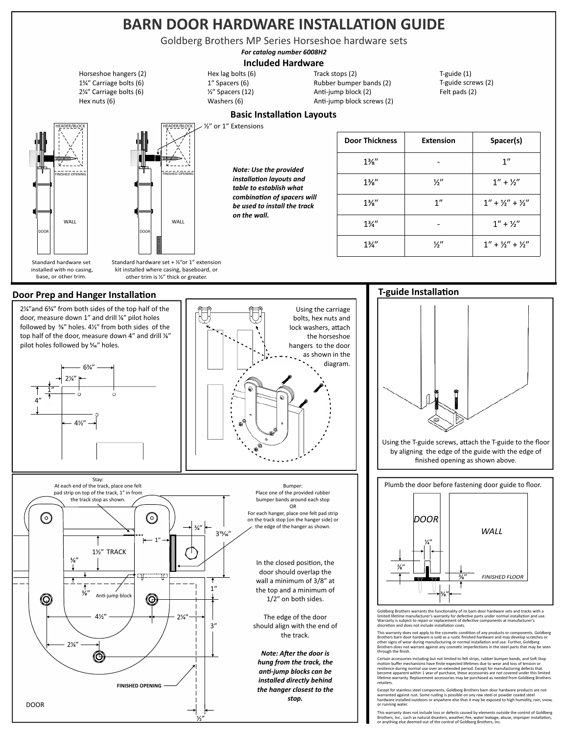# BARN DOOR HARDWARE INSTALLATION GUIDE

Goldberg Brothers MP Series Horseshoe hardware sets

***For catalog number 6008H2***

## Included Hardware

Horseshoe hangers (2)
1¾" Carriage bolts (6)
2¼" Carriage bolts (6)
Hex nuts (6)

Hex lag bolts (6)
1" Spacers (6)
½" Spacers (12)
Washers (6)

Track stops (2)
Rubber bumper bands (2)
Anti-jump block (2)
Anti-jump block screws (2)

T-guide (1)
T-guide screws (2)
Felt pads (2)

## Basic Installation Layouts

½" or 1" Extensions

HEADER/BLOCK
FINISHED OPENING
WALL
DOOR

Standard hardware set installed with no casing, base, or other trim.

HEADER/BLOCK
FINISHED OPENING
WALL
DOOR
BASEBOARD

Standard hardware set + ½"or 1" extension kit installed where casing, baseboard, or other trim is ½" thick or greater.

***Note: Use the provided installation layouts and table to establish what combination of spacers will be used to install the track on the wall.***

| Door Thickness | Extension | Spacer(s) |
|---|---|---|
| 1⅜" | - | 1" |
| 1⅜" | ½" | 1" + ½" |
| 1⅜" | 1" | 1" + ½" + ½" |
| 1¾" | - | 1" + ½" |
| 1¾" | ½" | 1" + ½" + ½" |

## Door Prep and Hanger Installation

2¼"and 6¾" from both sides of the top half of the door, measure down 1" and drill ⅛" pilot holes followed by ⅜" holes. 4½" from both sides of the top half of the door, measure down 4" and drill ⅛" pilot holes followed by ⁵⁄₁₆" holes.

6¾"
2¼"
1"
4"
4½"

Using the carriage bolts, hex nuts and lock washers, attach the horseshoe hangers to the door as shown in the diagram.

Stay:
At each end of the track, place one felt pad strip on top of the track, 1" in from the track stop as shown.

Bumper:
Place one of the provided rubber bumper bands around each stop
OR
For each hanger, place one felt pad strip on the track stop (on the hanger side) or the edge of the hanger as shown.

1"
¾"
3¹⁵⁄₁₆"
1½" TRACK
⅜"
⅜"
Anti-jump block
1"
4½"
2¼"
3"
2¼"
FINISHED OPENING
DOOR
½"

In the closed position, the door should overlap the wall a minimum of 3/8" at the top and a minimum of 1/2" on both sides.

The edge of the door should align with the end of the track.

***Note: After the door is hung from the track, the anti-jump blocks can be installed directly behind the hanger closest to the stop.***

## T-guide Installation

Using the T-guide screws, attach the T-guide to the floor by aligning the edge of the guide with the edge of finished opening as shown above.

Plumb the door before fastening door guide to floor.

DOOR
WALL
¼"
⅞"
⅜"
FINISHED FLOOR
⅜"

Goldberg Brothers warrants the functionality of its barn door hardware sets and tracks with a limited lifetime manufacturer's warranty for defective parts under normal installation and use. Warranty is subject to repair or replacement of defective components at manufacturer's discretion and does not include installation costs.

This warranty does not apply to the cosmetic condition of any products or components. Goldberg Brothers barn door hardware is sold as a rustic finished hardware and may develop scratches or other signs of wear during manufacturing or normal installation and use. Further, Goldberg Brothers does not warrant against any cosmetic imperfections in the steel parts that may be seen through the finish.

Certain accessories including but not limited to felt strips, rubber bumper bands, and Soft Stop motion buffer mechanisms have finite expected lifetimes due to wear and loss of tension or resilience during normal use over an extended period. Except for manufacturing defects that become apparent within 1 year of purchase, these accessories are not covered under this limited lifetime warranty. Replacement accessories may be purchased as needed from Goldberg Brothers retailers.

Except for stainless steel components, Goldberg Brothers barn door hardware products are not warranted against rust. Some rusting is possible on any raw steel or powder coated steel hardware installed outdoors or anywhere else that it may be exposed to high humidity, rain, snow, or running water.

This warranty does not include loss or defects caused by elements outside the control of Goldberg Brothers, Inc., such as natural disasters, weather, fire, water leakage, abuse, improper installation, or anything else deemed out of the control of Goldberg Brothers, Inc.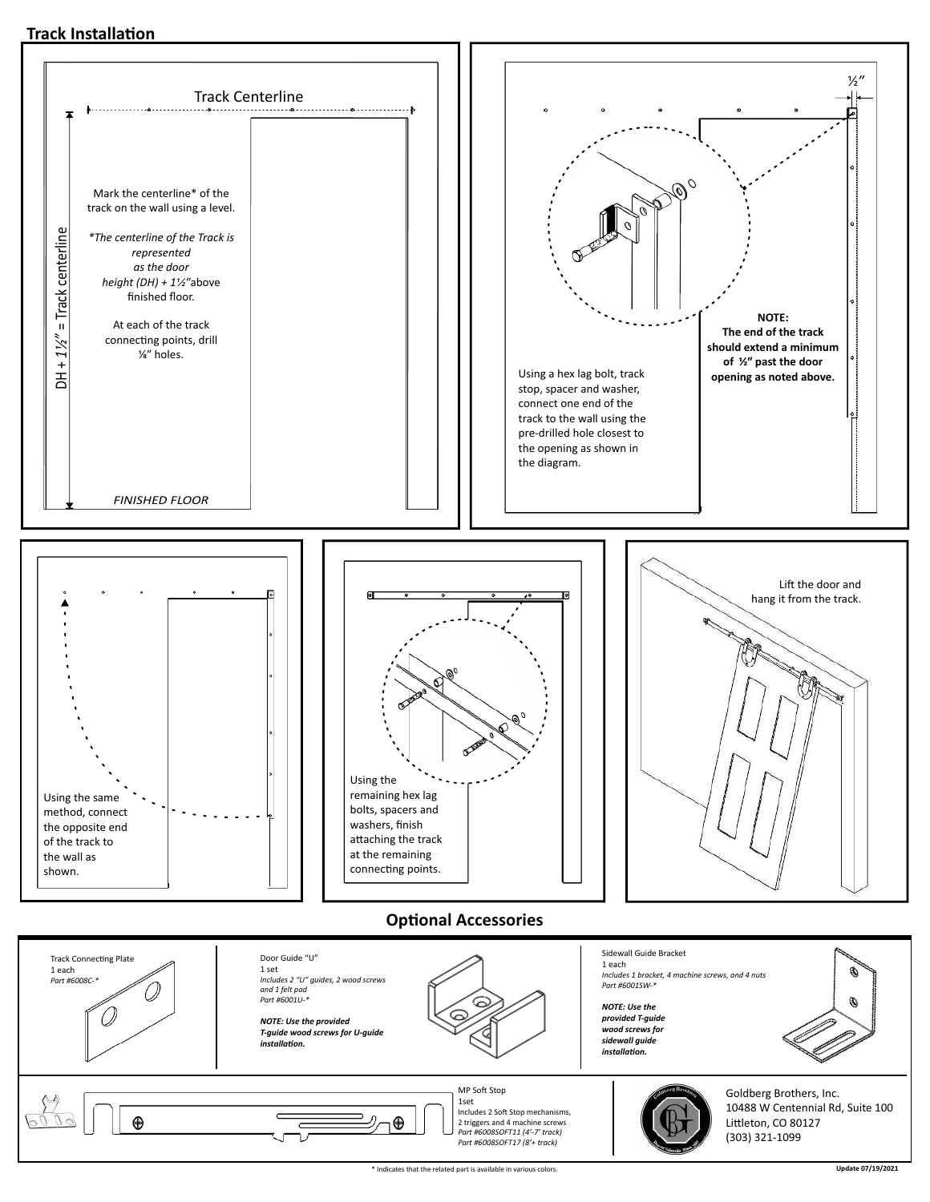## Track Installation

Track Centerline

DH + 1½″ = Track centerline

Mark the centerline* of the track on the wall using a level.

*\*The centerline of the Track is represented as the door height (DH) + 1½″above finished floor.*

At each of the track connecting points, drill ⅛″ holes.

*FINISHED FLOOR*

½″

Using a hex lag bolt, track stop, spacer and washer, connect one end of the track to the wall using the pre-drilled hole closest to the opening as shown in the diagram.

**NOTE: The end of the track should extend a minimum of ½″ past the door opening as noted above.**

Using the same method, connect the opposite end of the track to the wall as shown.

Using the remaining hex lag bolts, spacers and washers, finish attaching the track at the remaining connecting points.

Lift the door and hang it from the track.

## Optional Accessories

Track Connecting Plate
1 each
*Part #6008C-\**

Door Guide "U"
1 set
*Includes 2 "U" guides, 2 wood screws and 1 felt pad*
*Part #6001U-\**

***NOTE: Use the provided T-guide wood screws for U-guide installation.***

Sidewall Guide Bracket
1 each
*Includes 1 bracket, 4 machine screws, and 4 nuts*
*Part #6001SW-\**

***NOTE: Use the provided T-guide wood screws for sidewall guide installation.***

MP Soft Stop
1set
Includes 2 Soft Stop mechanisms, 2 triggers and 4 machine screws
*Part #6008SOFT11 (4'-7' track)*
*Part #6008SOFT17 (8'+ track)*

Goldberg Brothers, Inc.
10488 W Centennial Rd, Suite 100
Littleton, CO 80127
(303) 321-1099

\* Indicates that the related part is available in various colors.

**Update 07/19/2021**